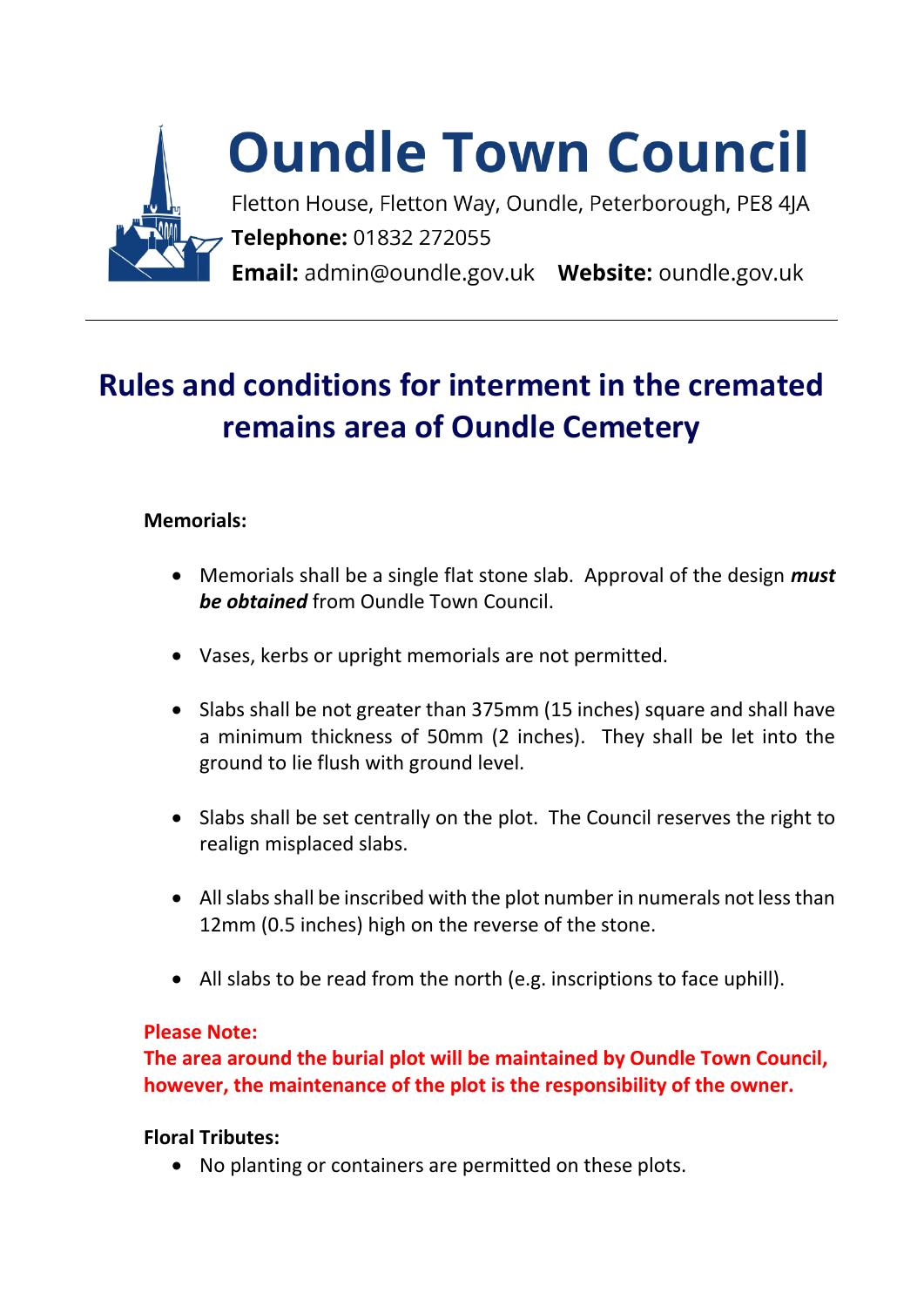# Oundle Town Council

Fletton House, Fletton Way, Oundle, Peterborough, PE8 4JA

**Telephone:** 01832 272055

**Email:** admin@oundle.gov.uk **Website:** oundle.gov.uk

---

## Rules and conditions for interment in the cremated remains area of Oundle Cemetery

**Memorials:**

- Memorials shall be a single flat stone slab. Approval of the design ***must be obtained*** from Oundle Town Council.
- Vases, kerbs or upright memorials are not permitted.
- Slabs shall be not greater than 375mm (15 inches) square and shall have a minimum thickness of 50mm (2 inches). They shall be let into the ground to lie flush with ground level.
- Slabs shall be set centrally on the plot. The Council reserves the right to realign misplaced slabs.
- All slabs shall be inscribed with the plot number in numerals not less than 12mm (0.5 inches) high on the reverse of the stone.
- All slabs to be read from the north (e.g. inscriptions to face uphill).

**Please Note:**
**The area around the burial plot will be maintained by Oundle Town Council, however, the maintenance of the plot is the responsibility of the owner.**

**Floral Tributes:**

- No planting or containers are permitted on these plots.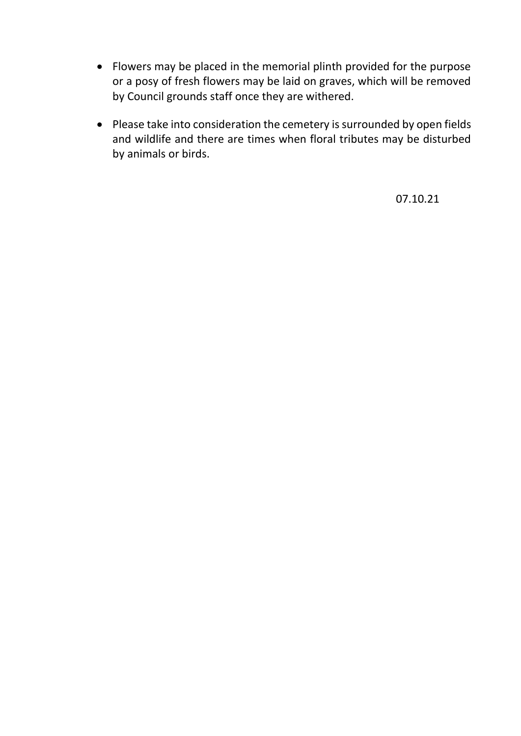- Flowers may be placed in the memorial plinth provided for the purpose or a posy of fresh flowers may be laid on graves, which will be removed by Council grounds staff once they are withered.
- Please take into consideration the cemetery is surrounded by open fields and wildlife and there are times when floral tributes may be disturbed by animals or birds.

07.10.21